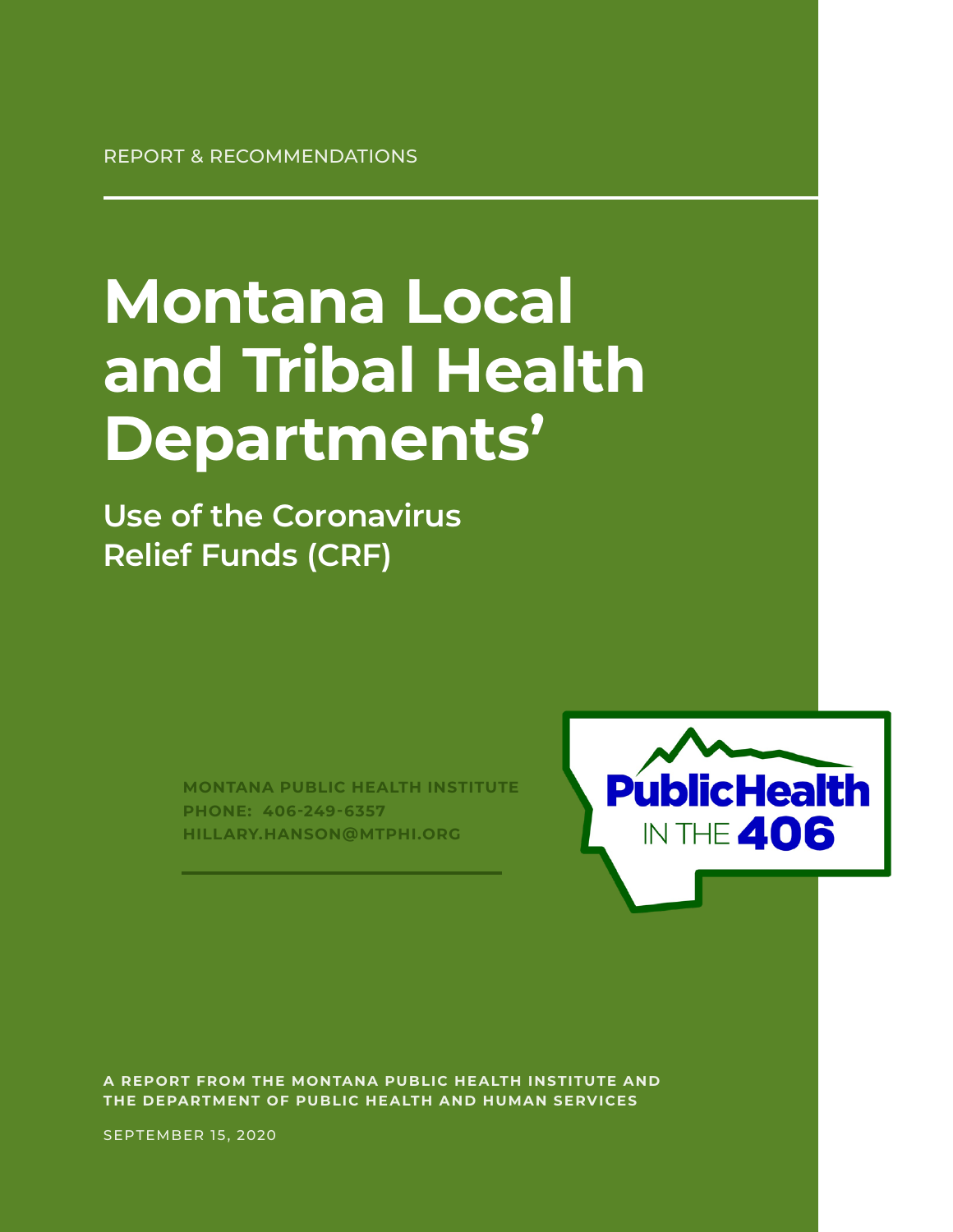REPORT & RECOMMENDATIONS

# Montana Local and Tribal Health Departments'

## Use of the Coronavirus Relief Funds (CRF)

**MONTANA PUBLIC HEALTH INSTITUTE**
**PHONE: 406-249-6357**
**HILLARY.HANSON@MTPHI.ORG**

PublicHealth IN THE 406

**A REPORT FROM THE MONTANA PUBLIC HEALTH INSTITUTE AND THE DEPARTMENT OF PUBLIC HEALTH AND HUMAN SERVICES**

SEPTEMBER 15, 2020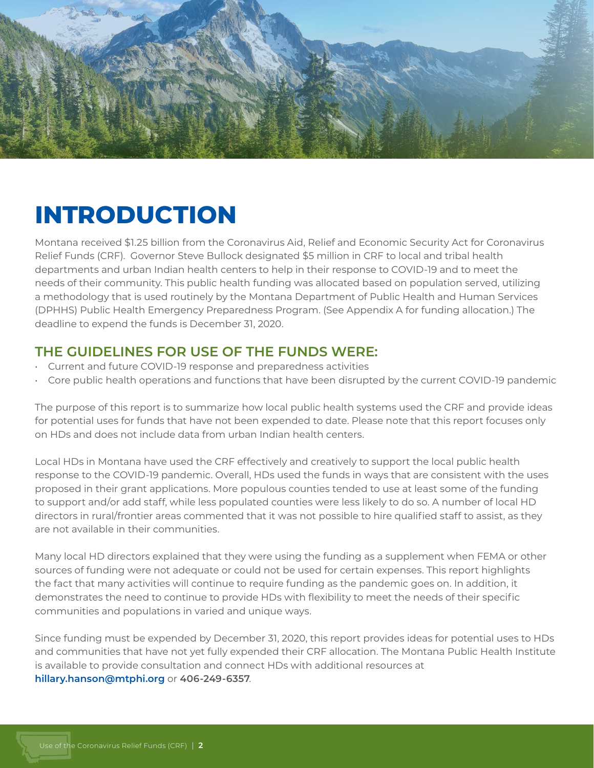# INTRODUCTION

Montana received $1.25 billion from the Coronavirus Aid, Relief and Economic Security Act for Coronavirus Relief Funds (CRF). Governor Steve Bullock designated $5 million in CRF to local and tribal health departments and urban Indian health centers to help in their response to COVID-19 and to meet the needs of their community. This public health funding was allocated based on population served, utilizing a methodology that is used routinely by the Montana Department of Public Health and Human Services (DPHHS) Public Health Emergency Preparedness Program. (See Appendix A for funding allocation.) The deadline to expend the funds is December 31, 2020.

## THE GUIDELINES FOR USE OF THE FUNDS WERE:

- Current and future COVID-19 response and preparedness activities
- Core public health operations and functions that have been disrupted by the current COVID-19 pandemic

The purpose of this report is to summarize how local public health systems used the CRF and provide ideas for potential uses for funds that have not been expended to date. Please note that this report focuses only on HDs and does not include data from urban Indian health centers.

Local HDs in Montana have used the CRF effectively and creatively to support the local public health response to the COVID-19 pandemic. Overall, HDs used the funds in ways that are consistent with the uses proposed in their grant applications. More populous counties tended to use at least some of the funding to support and/or add staff, while less populated counties were less likely to do so. A number of local HD directors in rural/frontier areas commented that it was not possible to hire qualified staff to assist, as they are not available in their communities.

Many local HD directors explained that they were using the funding as a supplement when FEMA or other sources of funding were not adequate or could not be used for certain expenses. This report highlights the fact that many activities will continue to require funding as the pandemic goes on. In addition, it demonstrates the need to continue to provide HDs with flexibility to meet the needs of their specific communities and populations in varied and unique ways.

Since funding must be expended by December 31, 2020, this report provides ideas for potential uses to HDs and communities that have not yet fully expended their CRF allocation. The Montana Public Health Institute is available to provide consultation and connect HDs with additional resources at **hillary.hanson@mtphi.org** or **406-249-6357**.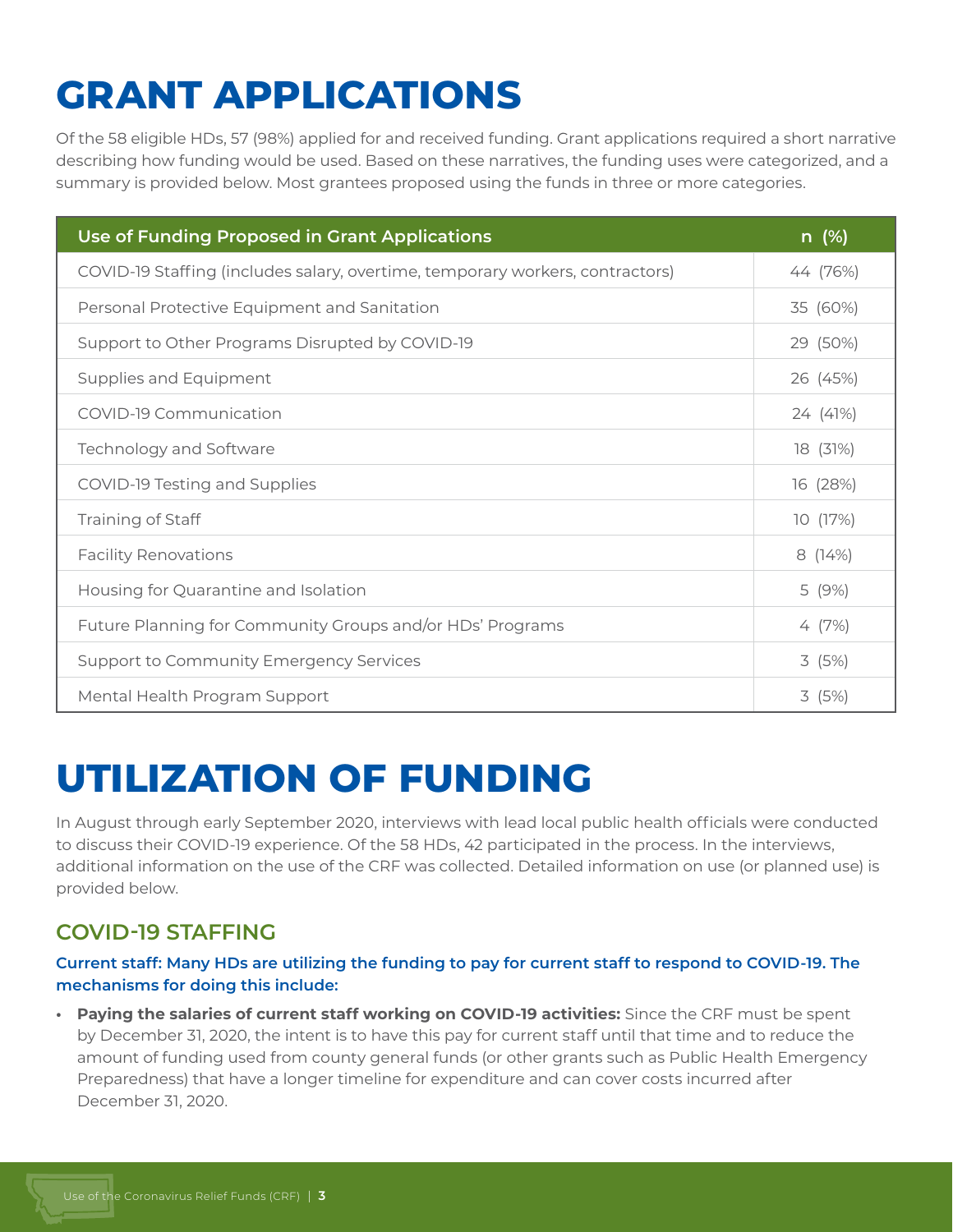# GRANT APPLICATIONS

Of the 58 eligible HDs, 57 (98%) applied for and received funding. Grant applications required a short narrative describing how funding would be used. Based on these narratives, the funding uses were categorized, and a summary is provided below. Most grantees proposed using the funds in three or more categories.

| Use of Funding Proposed in Grant Applications | n (%) |
|---|---|
| COVID-19 Staffing (includes salary, overtime, temporary workers, contractors) | 44 (76%) |
| Personal Protective Equipment and Sanitation | 35 (60%) |
| Support to Other Programs Disrupted by COVID-19 | 29 (50%) |
| Supplies and Equipment | 26 (45%) |
| COVID-19 Communication | 24 (41%) |
| Technology and Software | 18 (31%) |
| COVID-19 Testing and Supplies | 16 (28%) |
| Training of Staff | 10 (17%) |
| Facility Renovations | 8 (14%) |
| Housing for Quarantine and Isolation | 5 (9%) |
| Future Planning for Community Groups and/or HDs' Programs | 4 (7%) |
| Support to Community Emergency Services | 3 (5%) |
| Mental Health Program Support | 3 (5%) |

# UTILIZATION OF FUNDING

In August through early September 2020, interviews with lead local public health officials were conducted to discuss their COVID-19 experience. Of the 58 HDs, 42 participated in the process. In the interviews, additional information on the use of the CRF was collected. Detailed information on use (or planned use) is provided below.

## COVID-19 STAFFING

**Current staff: Many HDs are utilizing the funding to pay for current staff to respond to COVID-19. The mechanisms for doing this include:**

- **Paying the salaries of current staff working on COVID-19 activities:** Since the CRF must be spent by December 31, 2020, the intent is to have this pay for current staff until that time and to reduce the amount of funding used from county general funds (or other grants such as Public Health Emergency Preparedness) that have a longer timeline for expenditure and can cover costs incurred after December 31, 2020.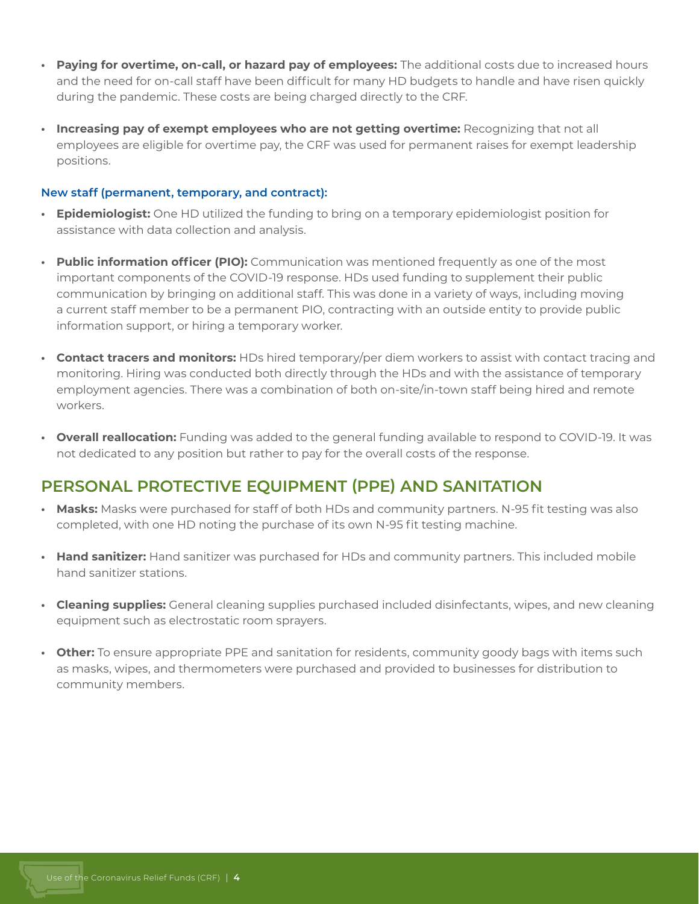- **Paying for overtime, on-call, or hazard pay of employees:** The additional costs due to increased hours and the need for on-call staff have been difficult for many HD budgets to handle and have risen quickly during the pandemic. These costs are being charged directly to the CRF.

- **Increasing pay of exempt employees who are not getting overtime:** Recognizing that not all employees are eligible for overtime pay, the CRF was used for permanent raises for exempt leadership positions.

### New staff (permanent, temporary, and contract):

- **Epidemiologist:** One HD utilized the funding to bring on a temporary epidemiologist position for assistance with data collection and analysis.

- **Public information officer (PIO):** Communication was mentioned frequently as one of the most important components of the COVID-19 response. HDs used funding to supplement their public communication by bringing on additional staff. This was done in a variety of ways, including moving a current staff member to be a permanent PIO, contracting with an outside entity to provide public information support, or hiring a temporary worker.

- **Contact tracers and monitors:** HDs hired temporary/per diem workers to assist with contact tracing and monitoring. Hiring was conducted both directly through the HDs and with the assistance of temporary employment agencies. There was a combination of both on-site/in-town staff being hired and remote workers.

- **Overall reallocation:** Funding was added to the general funding available to respond to COVID-19. It was not dedicated to any position but rather to pay for the overall costs of the response.

## PERSONAL PROTECTIVE EQUIPMENT (PPE) AND SANITATION

- **Masks:** Masks were purchased for staff of both HDs and community partners. N-95 fit testing was also completed, with one HD noting the purchase of its own N-95 fit testing machine.

- **Hand sanitizer:** Hand sanitizer was purchased for HDs and community partners. This included mobile hand sanitizer stations.

- **Cleaning supplies:** General cleaning supplies purchased included disinfectants, wipes, and new cleaning equipment such as electrostatic room sprayers.

- **Other:** To ensure appropriate PPE and sanitation for residents, community goody bags with items such as masks, wipes, and thermometers were purchased and provided to businesses for distribution to community members.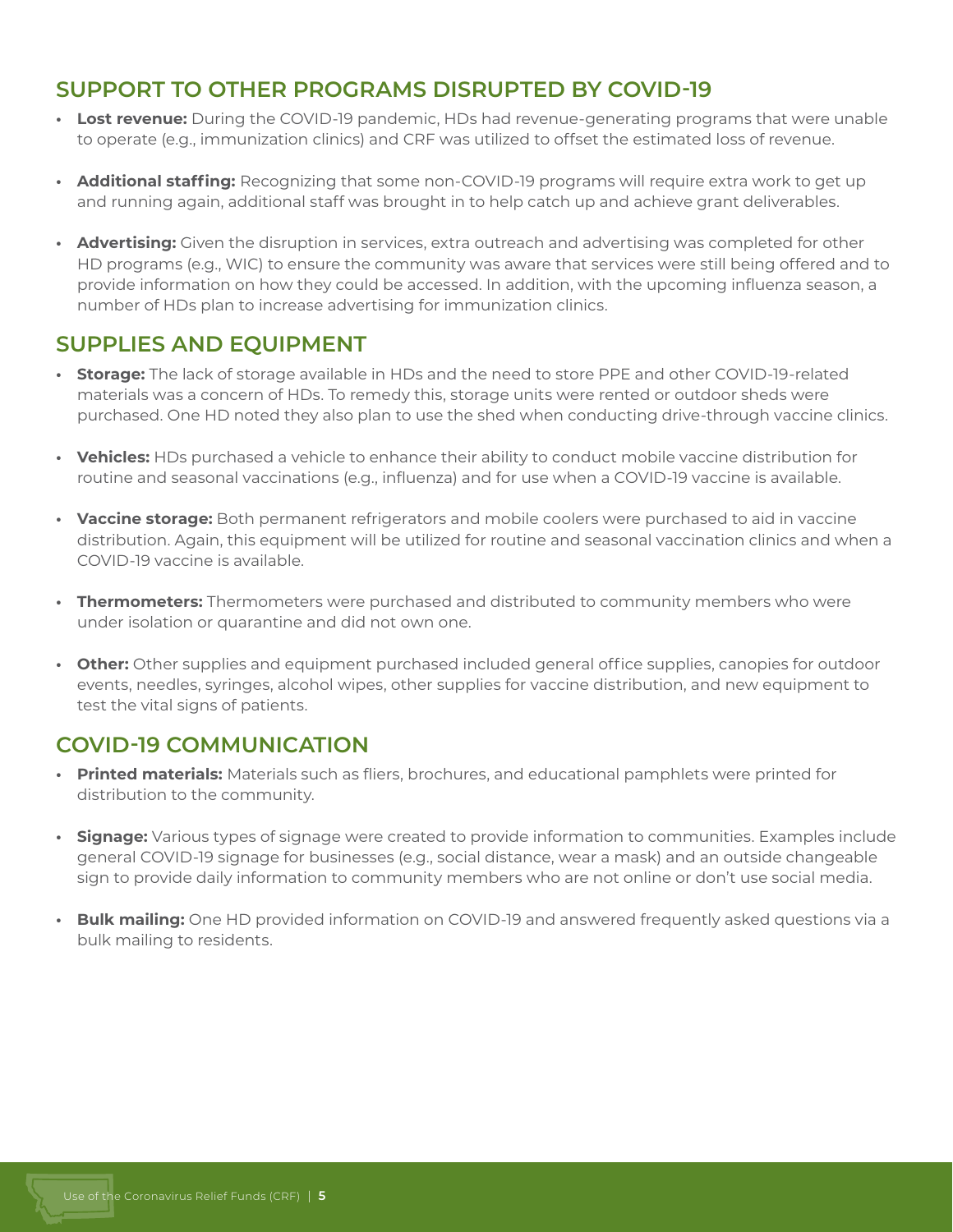## SUPPORT TO OTHER PROGRAMS DISRUPTED BY COVID-19

- **Lost revenue:** During the COVID-19 pandemic, HDs had revenue-generating programs that were unable to operate (e.g., immunization clinics) and CRF was utilized to offset the estimated loss of revenue.
- **Additional staffing:** Recognizing that some non-COVID-19 programs will require extra work to get up and running again, additional staff was brought in to help catch up and achieve grant deliverables.
- **Advertising:** Given the disruption in services, extra outreach and advertising was completed for other HD programs (e.g., WIC) to ensure the community was aware that services were still being offered and to provide information on how they could be accessed. In addition, with the upcoming influenza season, a number of HDs plan to increase advertising for immunization clinics.

## SUPPLIES AND EQUIPMENT

- **Storage:** The lack of storage available in HDs and the need to store PPE and other COVID-19-related materials was a concern of HDs. To remedy this, storage units were rented or outdoor sheds were purchased. One HD noted they also plan to use the shed when conducting drive-through vaccine clinics.
- **Vehicles:** HDs purchased a vehicle to enhance their ability to conduct mobile vaccine distribution for routine and seasonal vaccinations (e.g., influenza) and for use when a COVID-19 vaccine is available.
- **Vaccine storage:** Both permanent refrigerators and mobile coolers were purchased to aid in vaccine distribution. Again, this equipment will be utilized for routine and seasonal vaccination clinics and when a COVID-19 vaccine is available.
- **Thermometers:** Thermometers were purchased and distributed to community members who were under isolation or quarantine and did not own one.
- **Other:** Other supplies and equipment purchased included general office supplies, canopies for outdoor events, needles, syringes, alcohol wipes, other supplies for vaccine distribution, and new equipment to test the vital signs of patients.

## COVID-19 COMMUNICATION

- **Printed materials:** Materials such as fliers, brochures, and educational pamphlets were printed for distribution to the community.
- **Signage:** Various types of signage were created to provide information to communities. Examples include general COVID-19 signage for businesses (e.g., social distance, wear a mask) and an outside changeable sign to provide daily information to community members who are not online or don't use social media.
- **Bulk mailing:** One HD provided information on COVID-19 and answered frequently asked questions via a bulk mailing to residents.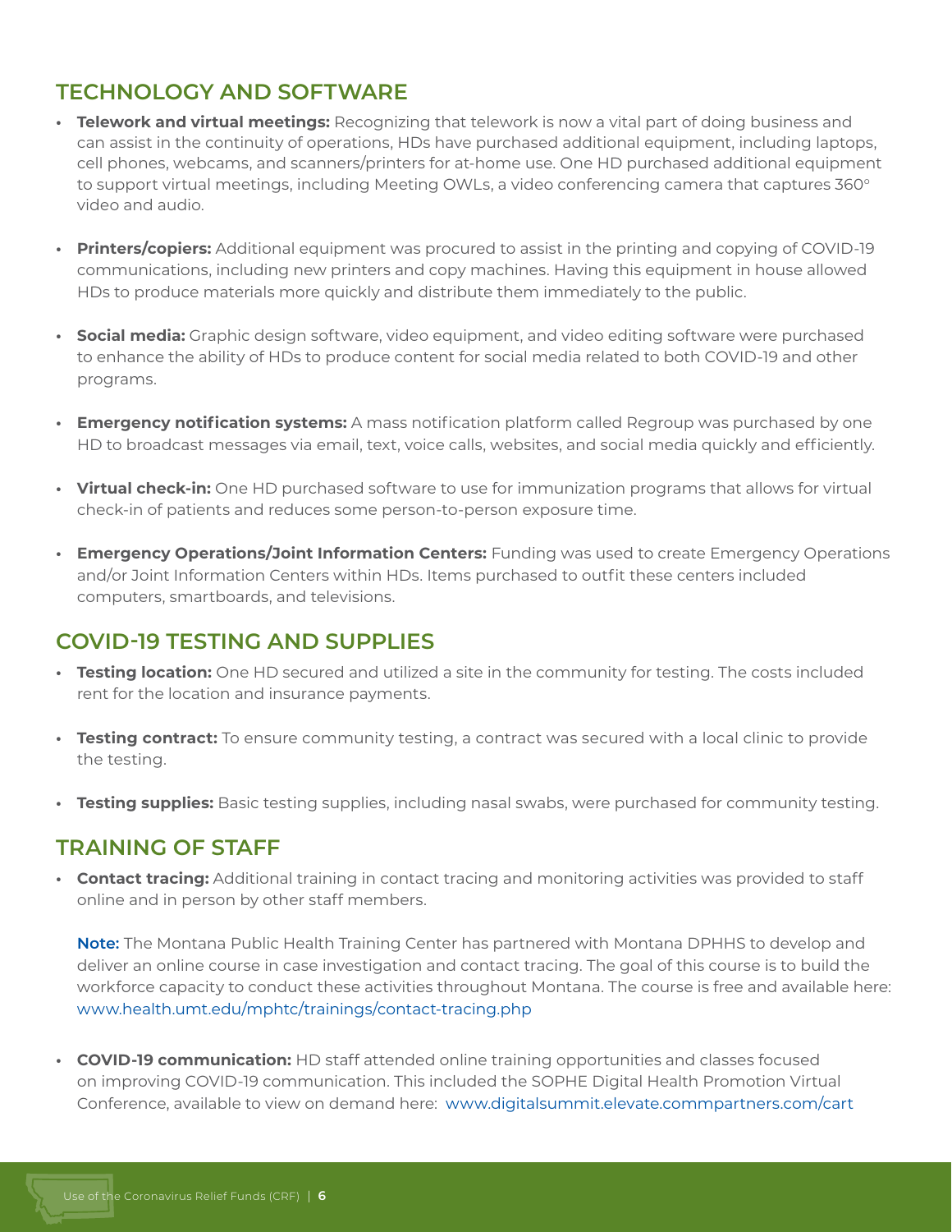## TECHNOLOGY AND SOFTWARE

- **Telework and virtual meetings:** Recognizing that telework is now a vital part of doing business and can assist in the continuity of operations, HDs have purchased additional equipment, including laptops, cell phones, webcams, and scanners/printers for at-home use. One HD purchased additional equipment to support virtual meetings, including Meeting OWLs, a video conferencing camera that captures 360° video and audio.

- **Printers/copiers:** Additional equipment was procured to assist in the printing and copying of COVID-19 communications, including new printers and copy machines. Having this equipment in house allowed HDs to produce materials more quickly and distribute them immediately to the public.

- **Social media:** Graphic design software, video equipment, and video editing software were purchased to enhance the ability of HDs to produce content for social media related to both COVID-19 and other programs.

- **Emergency notification systems:** A mass notification platform called Regroup was purchased by one HD to broadcast messages via email, text, voice calls, websites, and social media quickly and efficiently.

- **Virtual check-in:** One HD purchased software to use for immunization programs that allows for virtual check-in of patients and reduces some person-to-person exposure time.

- **Emergency Operations/Joint Information Centers:** Funding was used to create Emergency Operations and/or Joint Information Centers within HDs. Items purchased to outfit these centers included computers, smartboards, and televisions.

## COVID-19 TESTING AND SUPPLIES

- **Testing location:** One HD secured and utilized a site in the community for testing. The costs included rent for the location and insurance payments.

- **Testing contract:** To ensure community testing, a contract was secured with a local clinic to provide the testing.

- **Testing supplies:** Basic testing supplies, including nasal swabs, were purchased for community testing.

## TRAINING OF STAFF

- **Contact tracing:** Additional training in contact tracing and monitoring activities was provided to staff online and in person by other staff members.

  **Note:** The Montana Public Health Training Center has partnered with Montana DPHHS to develop and deliver an online course in case investigation and contact tracing. The goal of this course is to build the workforce capacity to conduct these activities throughout Montana. The course is free and available here: www.health.umt.edu/mphtc/trainings/contact-tracing.php

- **COVID-19 communication:** HD staff attended online training opportunities and classes focused on improving COVID-19 communication. This included the SOPHE Digital Health Promotion Virtual Conference, available to view on demand here: www.digitalsummit.elevate.commpartners.com/cart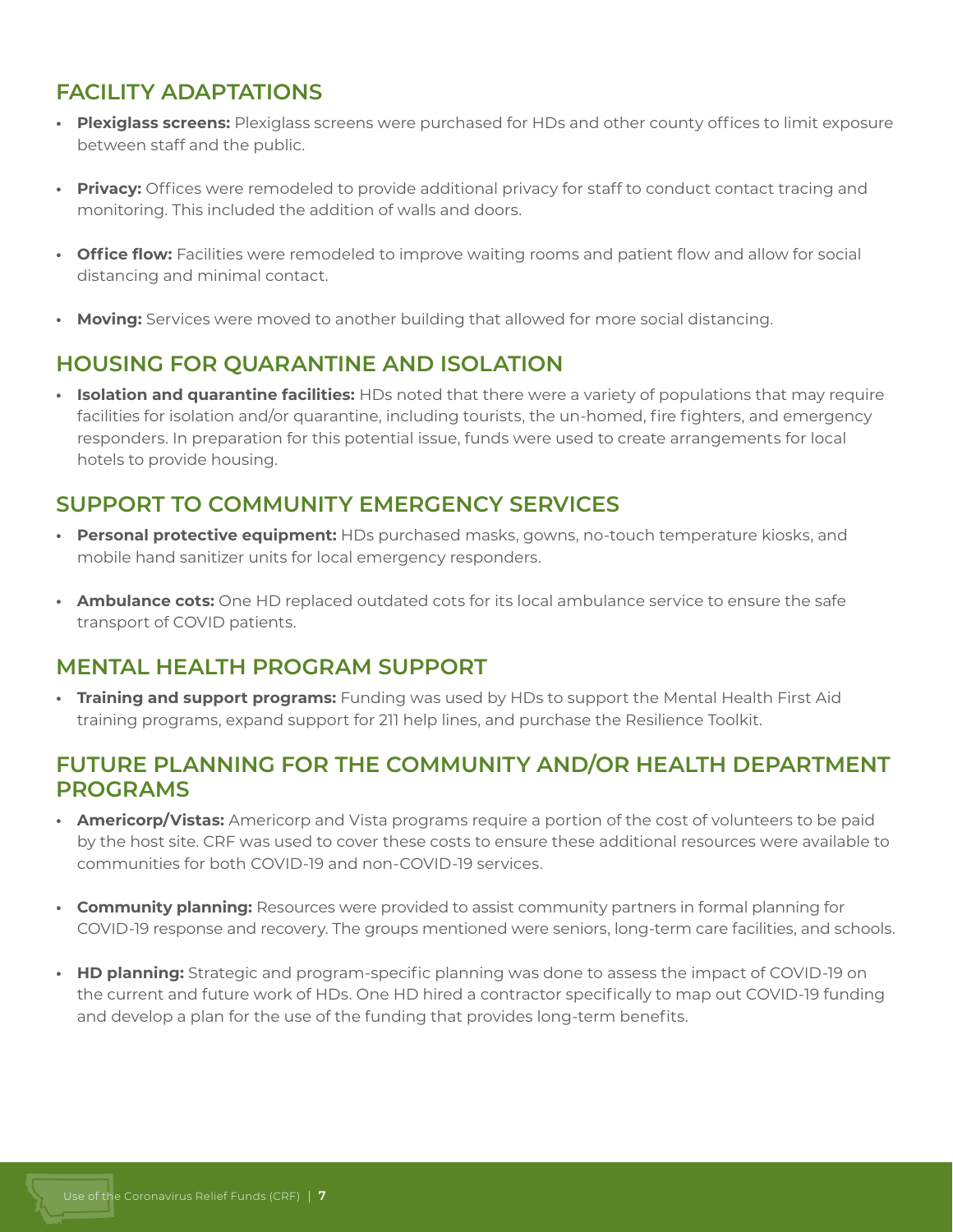## FACILITY ADAPTATIONS

- **Plexiglass screens:** Plexiglass screens were purchased for HDs and other county offices to limit exposure between staff and the public.
- **Privacy:** Offices were remodeled to provide additional privacy for staff to conduct contact tracing and monitoring. This included the addition of walls and doors.
- **Office flow:** Facilities were remodeled to improve waiting rooms and patient flow and allow for social distancing and minimal contact.
- **Moving:** Services were moved to another building that allowed for more social distancing.

## HOUSING FOR QUARANTINE AND ISOLATION

- **Isolation and quarantine facilities:** HDs noted that there were a variety of populations that may require facilities for isolation and/or quarantine, including tourists, the un-homed, fire fighters, and emergency responders. In preparation for this potential issue, funds were used to create arrangements for local hotels to provide housing.

## SUPPORT TO COMMUNITY EMERGENCY SERVICES

- **Personal protective equipment:** HDs purchased masks, gowns, no-touch temperature kiosks, and mobile hand sanitizer units for local emergency responders.
- **Ambulance cots:** One HD replaced outdated cots for its local ambulance service to ensure the safe transport of COVID patients.

## MENTAL HEALTH PROGRAM SUPPORT

- **Training and support programs:** Funding was used by HDs to support the Mental Health First Aid training programs, expand support for 211 help lines, and purchase the Resilience Toolkit.

## FUTURE PLANNING FOR THE COMMUNITY AND/OR HEALTH DEPARTMENT PROGRAMS

- **Americorp/Vistas:** Americorp and Vista programs require a portion of the cost of volunteers to be paid by the host site. CRF was used to cover these costs to ensure these additional resources were available to communities for both COVID-19 and non-COVID-19 services.
- **Community planning:** Resources were provided to assist community partners in formal planning for COVID-19 response and recovery. The groups mentioned were seniors, long-term care facilities, and schools.
- **HD planning:** Strategic and program-specific planning was done to assess the impact of COVID-19 on the current and future work of HDs. One HD hired a contractor specifically to map out COVID-19 funding and develop a plan for the use of the funding that provides long-term benefits.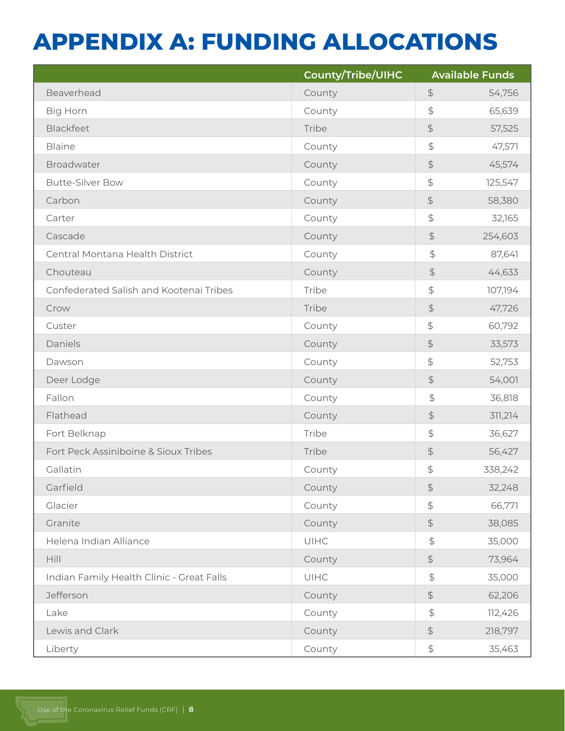# APPENDIX A: FUNDING ALLOCATIONS

| | County/Tribe/UIHC | Available Funds |
|---|---|---|
| Beaverhead | County | $ 54,756 |
| Big Horn | County | $ 65,639 |
| Blackfeet | Tribe | $ 57,525 |
| Blaine | County | $ 47,571 |
| Broadwater | County | $ 45,574 |
| Butte-Silver Bow | County | $ 125,547 |
| Carbon | County | $ 58,380 |
| Carter | County | $ 32,165 |
| Cascade | County | $ 254,603 |
| Central Montana Health District | County | $ 87,641 |
| Chouteau | County | $ 44,633 |
| Confederated Salish and Kootenai Tribes | Tribe | $ 107,194 |
| Crow | Tribe | $ 47,726 |
| Custer | County | $ 60,792 |
| Daniels | County | $ 33,573 |
| Dawson | County | $ 52,753 |
| Deer Lodge | County | $ 54,001 |
| Fallon | County | $ 36,818 |
| Flathead | County | $ 311,214 |
| Fort Belknap | Tribe | $ 36,627 |
| Fort Peck Assiniboine & Sioux Tribes | Tribe | $ 56,427 |
| Gallatin | County | $ 338,242 |
| Garfield | County | $ 32,248 |
| Glacier | County | $ 66,771 |
| Granite | County | $ 38,085 |
| Helena Indian Alliance | UIHC | $ 35,000 |
| Hill | County | $ 73,964 |
| Indian Family Health Clinic - Great Falls | UIHC | $ 35,000 |
| Jefferson | County | $ 62,206 |
| Lake | County | $ 112,426 |
| Lewis and Clark | County | $ 218,797 |
| Liberty | County | $ 35,463 |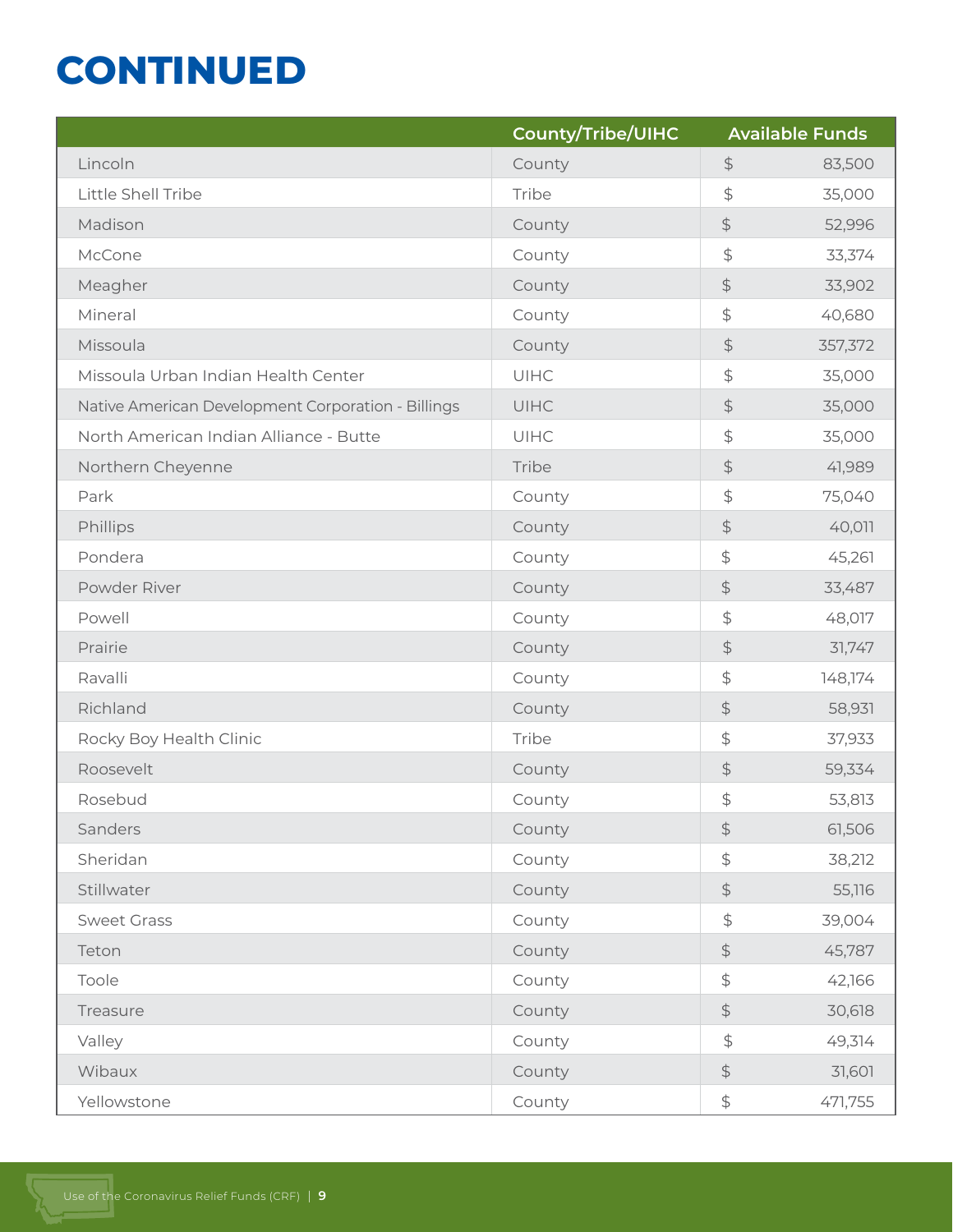# CONTINUED

| | County/Tribe/UIHC | Available Funds | |
|---|---|---|---|
| Lincoln | County | $ | 83,500 |
| Little Shell Tribe | Tribe | $ | 35,000 |
| Madison | County | $ | 52,996 |
| McCone | County | $ | 33,374 |
| Meagher | County | $ | 33,902 |
| Mineral | County | $ | 40,680 |
| Missoula | County | $ | 357,372 |
| Missoula Urban Indian Health Center | UIHC | $ | 35,000 |
| Native American Development Corporation - Billings | UIHC | $ | 35,000 |
| North American Indian Alliance - Butte | UIHC | $ | 35,000 |
| Northern Cheyenne | Tribe | $ | 41,989 |
| Park | County | $ | 75,040 |
| Phillips | County | $ | 40,011 |
| Pondera | County | $ | 45,261 |
| Powder River | County | $ | 33,487 |
| Powell | County | $ | 48,017 |
| Prairie | County | $ | 31,747 |
| Ravalli | County | $ | 148,174 |
| Richland | County | $ | 58,931 |
| Rocky Boy Health Clinic | Tribe | $ | 37,933 |
| Roosevelt | County | $ | 59,334 |
| Rosebud | County | $ | 53,813 |
| Sanders | County | $ | 61,506 |
| Sheridan | County | $ | 38,212 |
| Stillwater | County | $ | 55,116 |
| Sweet Grass | County | $ | 39,004 |
| Teton | County | $ | 45,787 |
| Toole | County | $ | 42,166 |
| Treasure | County | $ | 30,618 |
| Valley | County | $ | 49,314 |
| Wibaux | County | $ | 31,601 |
| Yellowstone | County | $ | 471,755 |